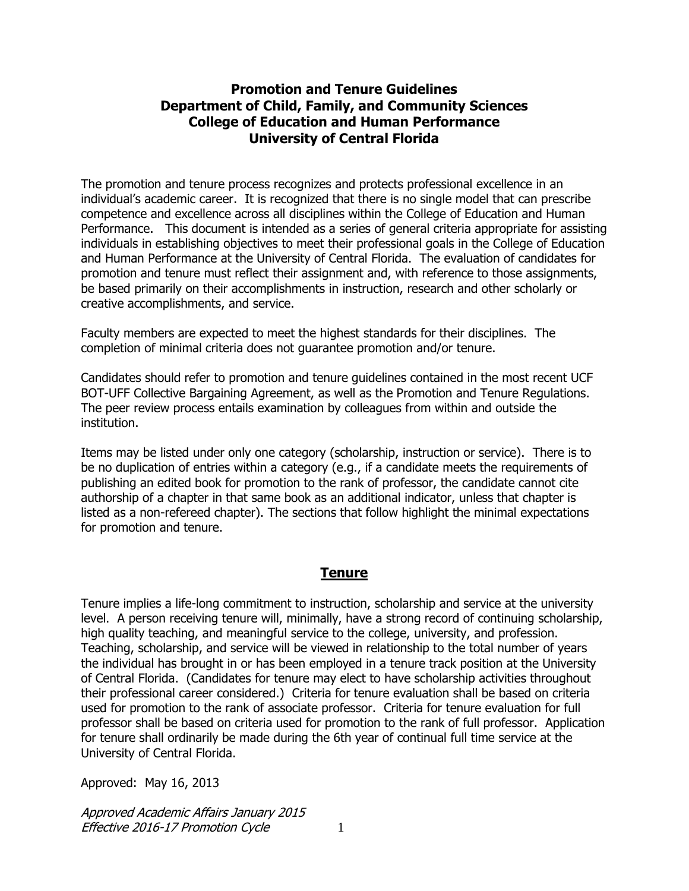# Promotion and Tenure Guidelines
# Department of Child, Family, and Community Sciences
# College of Education and Human Performance
# University of Central Florida

The promotion and tenure process recognizes and protects professional excellence in an individual's academic career. It is recognized that there is no single model that can prescribe competence and excellence across all disciplines within the College of Education and Human Performance. This document is intended as a series of general criteria appropriate for assisting individuals in establishing objectives to meet their professional goals in the College of Education and Human Performance at the University of Central Florida. The evaluation of candidates for promotion and tenure must reflect their assignment and, with reference to those assignments, be based primarily on their accomplishments in instruction, research and other scholarly or creative accomplishments, and service.

Faculty members are expected to meet the highest standards for their disciplines. The completion of minimal criteria does not guarantee promotion and/or tenure.

Candidates should refer to promotion and tenure guidelines contained in the most recent UCF BOT-UFF Collective Bargaining Agreement, as well as the Promotion and Tenure Regulations. The peer review process entails examination by colleagues from within and outside the institution.

Items may be listed under only one category (scholarship, instruction or service). There is to be no duplication of entries within a category (e.g., if a candidate meets the requirements of publishing an edited book for promotion to the rank of professor, the candidate cannot cite authorship of a chapter in that same book as an additional indicator, unless that chapter is listed as a non-refereed chapter). The sections that follow highlight the minimal expectations for promotion and tenure.

## Tenure

Tenure implies a life-long commitment to instruction, scholarship and service at the university level. A person receiving tenure will, minimally, have a strong record of continuing scholarship, high quality teaching, and meaningful service to the college, university, and profession. Teaching, scholarship, and service will be viewed in relationship to the total number of years the individual has brought in or has been employed in a tenure track position at the University of Central Florida. (Candidates for tenure may elect to have scholarship activities throughout their professional career considered.) Criteria for tenure evaluation shall be based on criteria used for promotion to the rank of associate professor. Criteria for tenure evaluation for full professor shall be based on criteria used for promotion to the rank of full professor. Application for tenure shall ordinarily be made during the 6th year of continual full time service at the University of Central Florida.

Approved: May 16, 2013

*Approved Academic Affairs January 2015*
*Effective 2016-17 Promotion Cycle*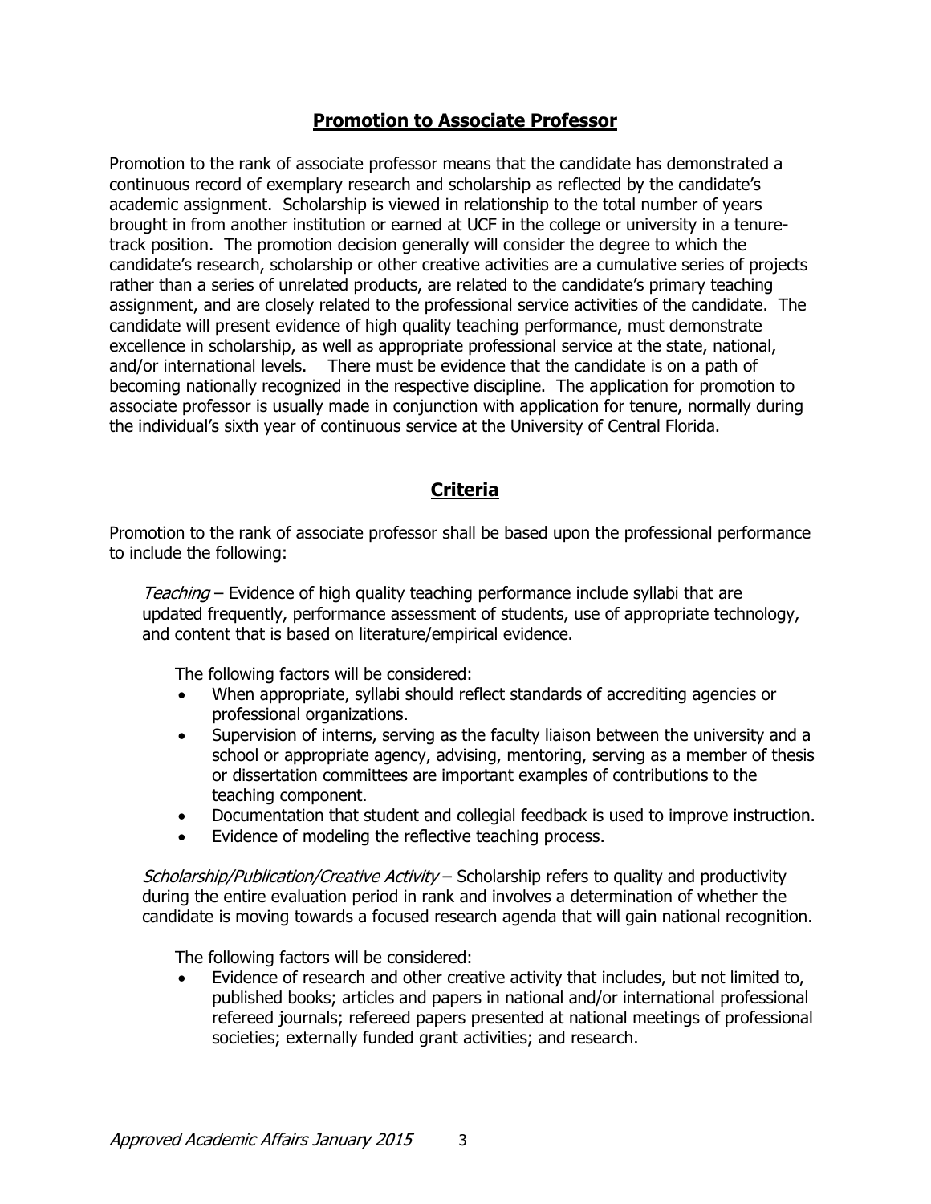## Promotion to Associate Professor

Promotion to the rank of associate professor means that the candidate has demonstrated a continuous record of exemplary research and scholarship as reflected by the candidate's academic assignment. Scholarship is viewed in relationship to the total number of years brought in from another institution or earned at UCF in the college or university in a tenure-track position. The promotion decision generally will consider the degree to which the candidate's research, scholarship or other creative activities are a cumulative series of projects rather than a series of unrelated products, are related to the candidate's primary teaching assignment, and are closely related to the professional service activities of the candidate. The candidate will present evidence of high quality teaching performance, must demonstrate excellence in scholarship, as well as appropriate professional service at the state, national, and/or international levels. There must be evidence that the candidate is on a path of becoming nationally recognized in the respective discipline. The application for promotion to associate professor is usually made in conjunction with application for tenure, normally during the individual's sixth year of continuous service at the University of Central Florida.

## Criteria

Promotion to the rank of associate professor shall be based upon the professional performance to include the following:

*Teaching* – Evidence of high quality teaching performance include syllabi that are updated frequently, performance assessment of students, use of appropriate technology, and content that is based on literature/empirical evidence.

The following factors will be considered:

- When appropriate, syllabi should reflect standards of accrediting agencies or professional organizations.
- Supervision of interns, serving as the faculty liaison between the university and a school or appropriate agency, advising, mentoring, serving as a member of thesis or dissertation committees are important examples of contributions to the teaching component.
- Documentation that student and collegial feedback is used to improve instruction.
- Evidence of modeling the reflective teaching process.

*Scholarship/Publication/Creative Activity* – Scholarship refers to quality and productivity during the entire evaluation period in rank and involves a determination of whether the candidate is moving towards a focused research agenda that will gain national recognition.

The following factors will be considered:

- Evidence of research and other creative activity that includes, but not limited to, published books; articles and papers in national and/or international professional refereed journals; refereed papers presented at national meetings of professional societies; externally funded grant activities; and research.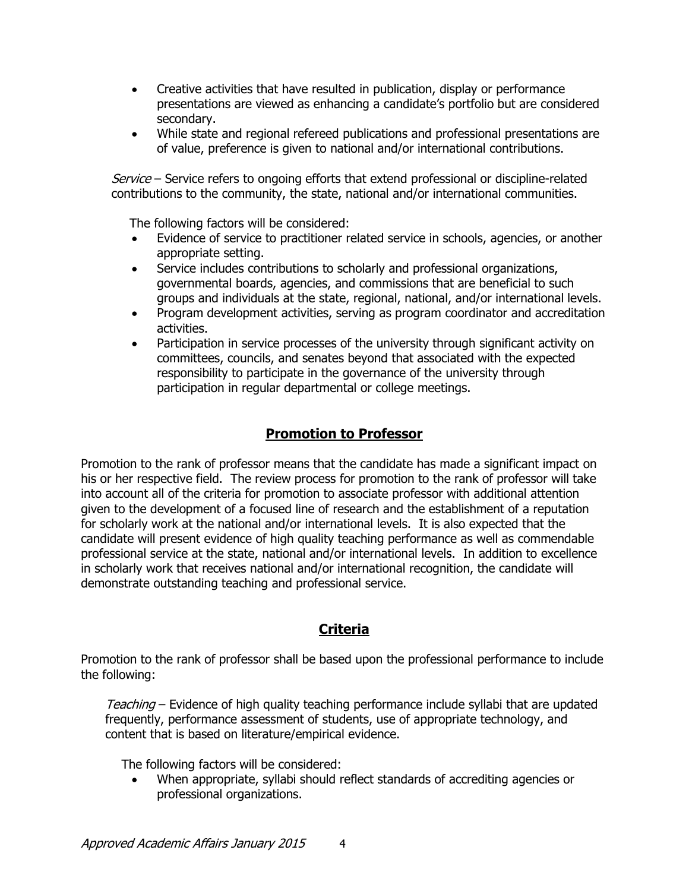- Creative activities that have resulted in publication, display or performance presentations are viewed as enhancing a candidate's portfolio but are considered secondary.
- While state and regional refereed publications and professional presentations are of value, preference is given to national and/or international contributions.

*Service* – Service refers to ongoing efforts that extend professional or discipline-related contributions to the community, the state, national and/or international communities.

The following factors will be considered:

- Evidence of service to practitioner related service in schools, agencies, or another appropriate setting.
- Service includes contributions to scholarly and professional organizations, governmental boards, agencies, and commissions that are beneficial to such groups and individuals at the state, regional, national, and/or international levels.
- Program development activities, serving as program coordinator and accreditation activities.
- Participation in service processes of the university through significant activity on committees, councils, and senates beyond that associated with the expected responsibility to participate in the governance of the university through participation in regular departmental or college meetings.

## Promotion to Professor

Promotion to the rank of professor means that the candidate has made a significant impact on his or her respective field. The review process for promotion to the rank of professor will take into account all of the criteria for promotion to associate professor with additional attention given to the development of a focused line of research and the establishment of a reputation for scholarly work at the national and/or international levels. It is also expected that the candidate will present evidence of high quality teaching performance as well as commendable professional service at the state, national and/or international levels. In addition to excellence in scholarly work that receives national and/or international recognition, the candidate will demonstrate outstanding teaching and professional service.

## Criteria

Promotion to the rank of professor shall be based upon the professional performance to include the following:

*Teaching* – Evidence of high quality teaching performance include syllabi that are updated frequently, performance assessment of students, use of appropriate technology, and content that is based on literature/empirical evidence.

The following factors will be considered:

- When appropriate, syllabi should reflect standards of accrediting agencies or professional organizations.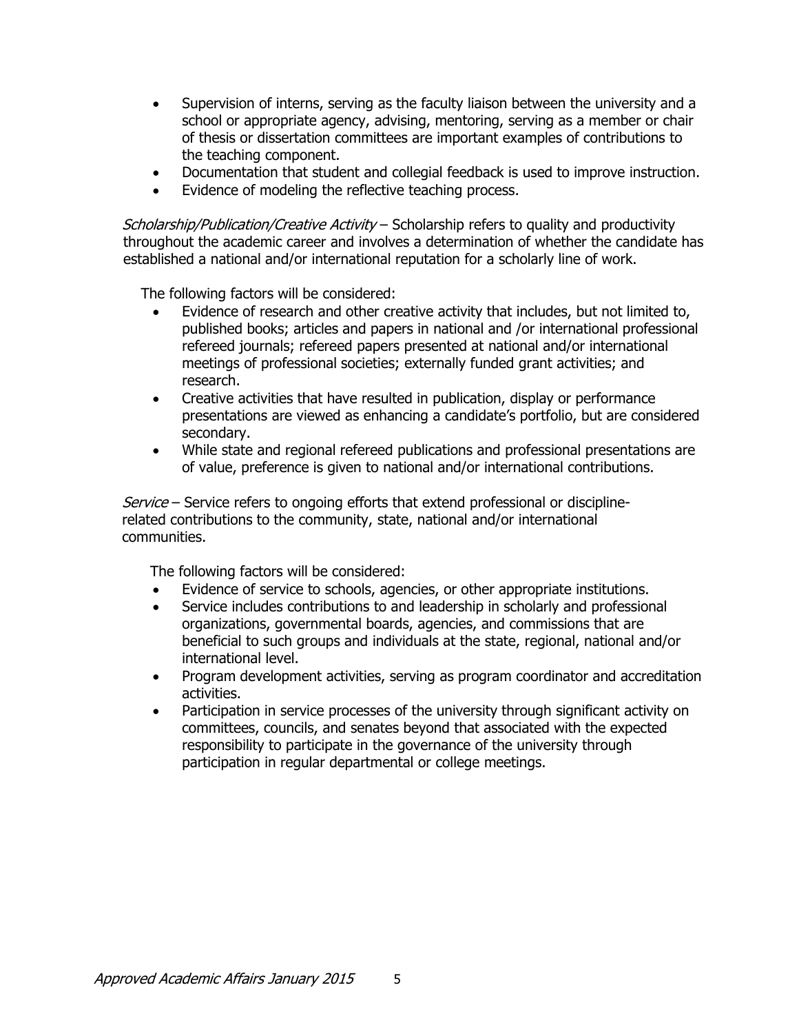- Supervision of interns, serving as the faculty liaison between the university and a school or appropriate agency, advising, mentoring, serving as a member or chair of thesis or dissertation committees are important examples of contributions to the teaching component.
- Documentation that student and collegial feedback is used to improve instruction.
- Evidence of modeling the reflective teaching process.

*Scholarship/Publication/Creative Activity* – Scholarship refers to quality and productivity throughout the academic career and involves a determination of whether the candidate has established a national and/or international reputation for a scholarly line of work.

The following factors will be considered:

- Evidence of research and other creative activity that includes, but not limited to, published books; articles and papers in national and /or international professional refereed journals; refereed papers presented at national and/or international meetings of professional societies; externally funded grant activities; and research.
- Creative activities that have resulted in publication, display or performance presentations are viewed as enhancing a candidate's portfolio, but are considered secondary.
- While state and regional refereed publications and professional presentations are of value, preference is given to national and/or international contributions.

*Service* – Service refers to ongoing efforts that extend professional or discipline-related contributions to the community, state, national and/or international communities.

The following factors will be considered:

- Evidence of service to schools, agencies, or other appropriate institutions.
- Service includes contributions to and leadership in scholarly and professional organizations, governmental boards, agencies, and commissions that are beneficial to such groups and individuals at the state, regional, national and/or international level.
- Program development activities, serving as program coordinator and accreditation activities.
- Participation in service processes of the university through significant activity on committees, councils, and senates beyond that associated with the expected responsibility to participate in the governance of the university through participation in regular departmental or college meetings.